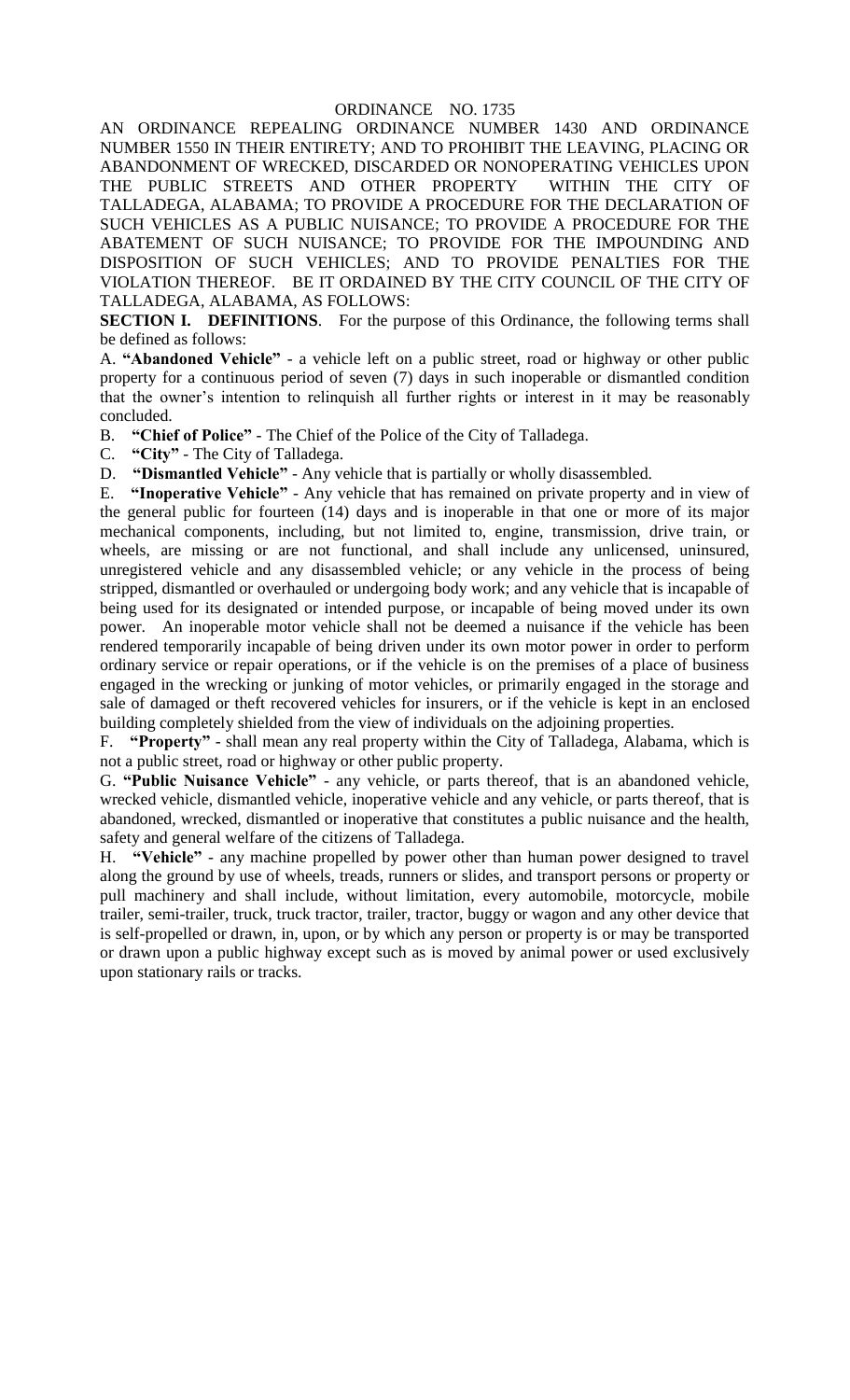# ORDINANCE NO. 1735

AN ORDINANCE REPEALING ORDINANCE NUMBER 1430 AND ORDINANCE NUMBER 1550 IN THEIR ENTIRETY; AND TO PROHIBIT THE LEAVING, PLACING OR ABANDONMENT OF WRECKED, DISCARDED OR NONOPERATING VEHICLES UPON THE PUBLIC STREETS AND OTHER PROPERTY WITHIN THE CITY OF TALLADEGA, ALABAMA; TO PROVIDE A PROCEDURE FOR THE DECLARATION OF SUCH VEHICLES AS A PUBLIC NUISANCE; TO PROVIDE A PROCEDURE FOR THE ABATEMENT OF SUCH NUISANCE; TO PROVIDE FOR THE IMPOUNDING AND DISPOSITION OF SUCH VEHICLES; AND TO PROVIDE PENALTIES FOR THE VIOLATION THEREOF. BE IT ORDAINED BY THE CITY COUNCIL OF THE CITY OF TALLADEGA, ALABAMA, AS FOLLOWS:

**SECTION I. DEFINITIONS**. For the purpose of this Ordinance, the following terms shall be defined as follows:

A. **"Abandoned Vehicle"** - a vehicle left on a public street, road or highway or other public property for a continuous period of seven (7) days in such inoperable or dismantled condition that the owner's intention to relinquish all further rights or interest in it may be reasonably concluded.

B. **"Chief of Police"** - The Chief of the Police of the City of Talladega.

C. **"City"** - The City of Talladega.

D. **"Dismantled Vehicle"** - Any vehicle that is partially or wholly disassembled.

E. **"Inoperative Vehicle"** - Any vehicle that has remained on private property and in view of the general public for fourteen (14) days and is inoperable in that one or more of its major mechanical components, including, but not limited to, engine, transmission, drive train, or wheels, are missing or are not functional, and shall include any unlicensed, uninsured, unregistered vehicle and any disassembled vehicle; or any vehicle in the process of being stripped, dismantled or overhauled or undergoing body work; and any vehicle that is incapable of being used for its designated or intended purpose, or incapable of being moved under its own power. An inoperable motor vehicle shall not be deemed a nuisance if the vehicle has been rendered temporarily incapable of being driven under its own motor power in order to perform ordinary service or repair operations, or if the vehicle is on the premises of a place of business engaged in the wrecking or junking of motor vehicles, or primarily engaged in the storage and sale of damaged or theft recovered vehicles for insurers, or if the vehicle is kept in an enclosed building completely shielded from the view of individuals on the adjoining properties.

F. **"Property"** - shall mean any real property within the City of Talladega, Alabama, which is not a public street, road or highway or other public property.

G. **"Public Nuisance Vehicle"** - any vehicle, or parts thereof, that is an abandoned vehicle, wrecked vehicle, dismantled vehicle, inoperative vehicle and any vehicle, or parts thereof, that is abandoned, wrecked, dismantled or inoperative that constitutes a public nuisance and the health, safety and general welfare of the citizens of Talladega.

H. **"Vehicle"** - any machine propelled by power other than human power designed to travel along the ground by use of wheels, treads, runners or slides, and transport persons or property or pull machinery and shall include, without limitation, every automobile, motorcycle, mobile trailer, semi-trailer, truck, truck tractor, trailer, tractor, buggy or wagon and any other device that is self-propelled or drawn, in, upon, or by which any person or property is or may be transported or drawn upon a public highway except such as is moved by animal power or used exclusively upon stationary rails or tracks.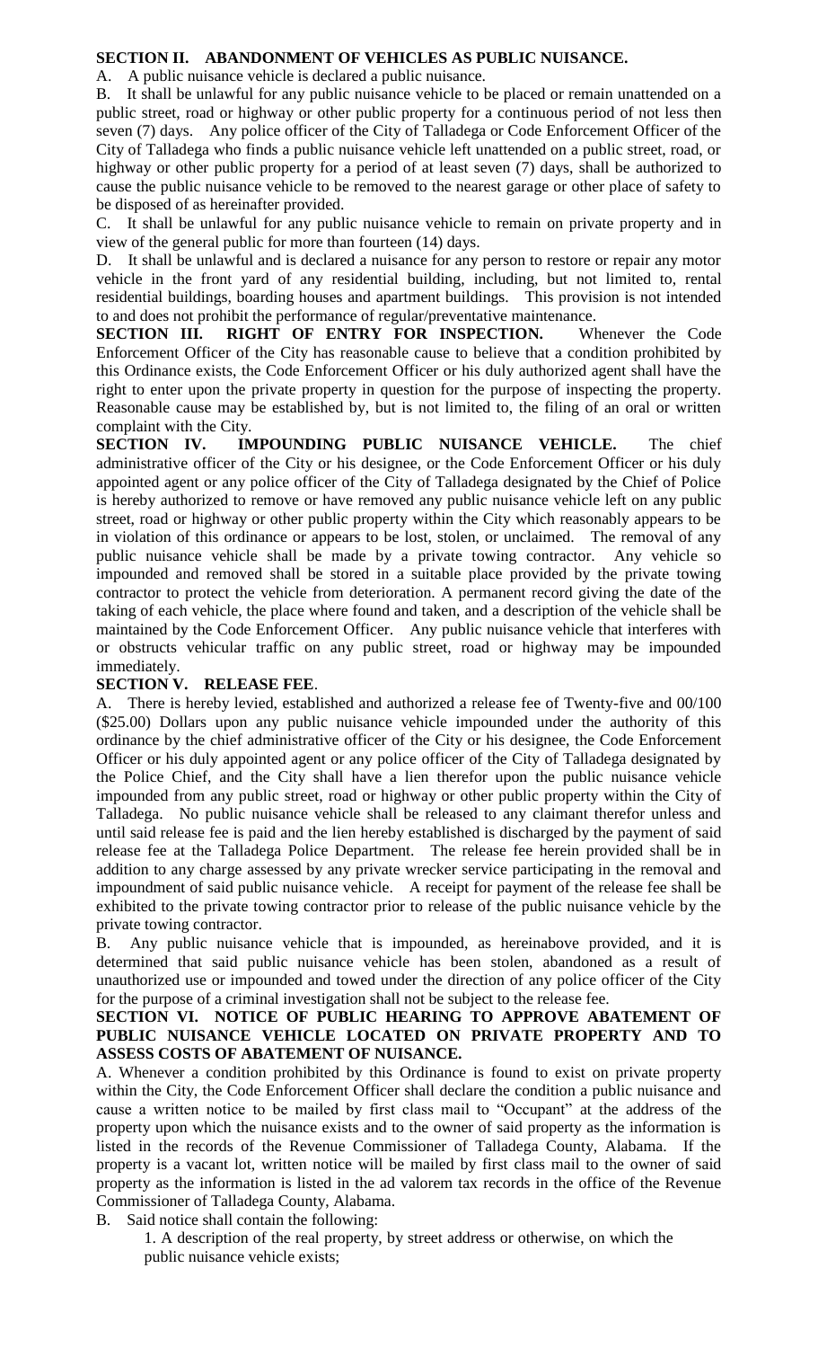**SECTION II. ABANDONMENT OF VEHICLES AS PUBLIC NUISANCE.**

A. A public nuisance vehicle is declared a public nuisance.

B. It shall be unlawful for any public nuisance vehicle to be placed or remain unattended on a public street, road or highway or other public property for a continuous period of not less then seven (7) days. Any police officer of the City of Talladega or Code Enforcement Officer of the City of Talladega who finds a public nuisance vehicle left unattended on a public street, road, or highway or other public property for a period of at least seven (7) days, shall be authorized to cause the public nuisance vehicle to be removed to the nearest garage or other place of safety to be disposed of as hereinafter provided.

C. It shall be unlawful for any public nuisance vehicle to remain on private property and in view of the general public for more than fourteen (14) days.

D. It shall be unlawful and is declared a nuisance for any person to restore or repair any motor vehicle in the front yard of any residential building, including, but not limited to, rental residential buildings, boarding houses and apartment buildings. This provision is not intended to and does not prohibit the performance of regular/preventative maintenance.

**SECTION III. RIGHT OF ENTRY FOR INSPECTION.** Whenever the Code Enforcement Officer of the City has reasonable cause to believe that a condition prohibited by this Ordinance exists, the Code Enforcement Officer or his duly authorized agent shall have the right to enter upon the private property in question for the purpose of inspecting the property. Reasonable cause may be established by, but is not limited to, the filing of an oral or written complaint with the City.

**SECTION IV. IMPOUNDING PUBLIC NUISANCE VEHICLE.** The chief administrative officer of the City or his designee, or the Code Enforcement Officer or his duly appointed agent or any police officer of the City of Talladega designated by the Chief of Police is hereby authorized to remove or have removed any public nuisance vehicle left on any public street, road or highway or other public property within the City which reasonably appears to be in violation of this ordinance or appears to be lost, stolen, or unclaimed. The removal of any public nuisance vehicle shall be made by a private towing contractor. Any vehicle so impounded and removed shall be stored in a suitable place provided by the private towing contractor to protect the vehicle from deterioration. A permanent record giving the date of the taking of each vehicle, the place where found and taken, and a description of the vehicle shall be maintained by the Code Enforcement Officer. Any public nuisance vehicle that interferes with or obstructs vehicular traffic on any public street, road or highway may be impounded immediately.

**SECTION V. RELEASE FEE**.

A. There is hereby levied, established and authorized a release fee of Twenty-five and 00/100 ($25.00) Dollars upon any public nuisance vehicle impounded under the authority of this ordinance by the chief administrative officer of the City or his designee, the Code Enforcement Officer or his duly appointed agent or any police officer of the City of Talladega designated by the Police Chief, and the City shall have a lien therefor upon the public nuisance vehicle impounded from any public street, road or highway or other public property within the City of Talladega. No public nuisance vehicle shall be released to any claimant therefor unless and until said release fee is paid and the lien hereby established is discharged by the payment of said release fee at the Talladega Police Department. The release fee herein provided shall be in addition to any charge assessed by any private wrecker service participating in the removal and impoundment of said public nuisance vehicle. A receipt for payment of the release fee shall be exhibited to the private towing contractor prior to release of the public nuisance vehicle by the private towing contractor.

B. Any public nuisance vehicle that is impounded, as hereinabove provided, and it is determined that said public nuisance vehicle has been stolen, abandoned as a result of unauthorized use or impounded and towed under the direction of any police officer of the City for the purpose of a criminal investigation shall not be subject to the release fee.

**SECTION VI. NOTICE OF PUBLIC HEARING TO APPROVE ABATEMENT OF PUBLIC NUISANCE VEHICLE LOCATED ON PRIVATE PROPERTY AND TO ASSESS COSTS OF ABATEMENT OF NUISANCE.**

A. Whenever a condition prohibited by this Ordinance is found to exist on private property within the City, the Code Enforcement Officer shall declare the condition a public nuisance and cause a written notice to be mailed by first class mail to "Occupant" at the address of the property upon which the nuisance exists and to the owner of said property as the information is listed in the records of the Revenue Commissioner of Talladega County, Alabama. If the property is a vacant lot, written notice will be mailed by first class mail to the owner of said property as the information is listed in the ad valorem tax records in the office of the Revenue Commissioner of Talladega County, Alabama.

B. Said notice shall contain the following:

1. A description of the real property, by street address or otherwise, on which the public nuisance vehicle exists;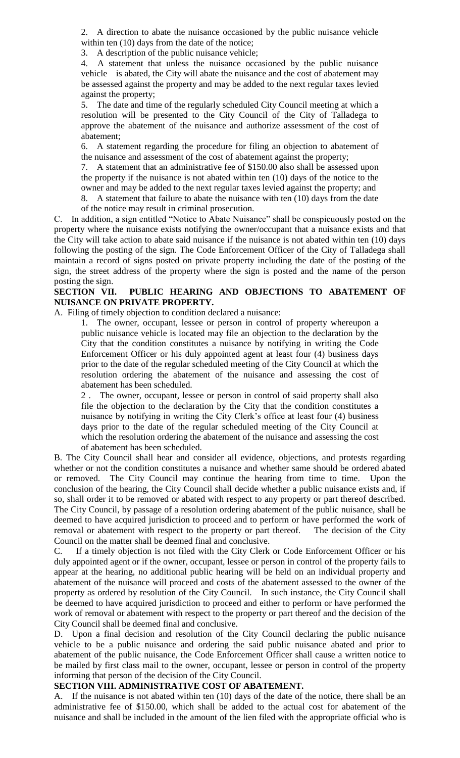2. A direction to abate the nuisance occasioned by the public nuisance vehicle within ten (10) days from the date of the notice;

3. A description of the public nuisance vehicle;

4. A statement that unless the nuisance occasioned by the public nuisance vehicle is abated, the City will abate the nuisance and the cost of abatement may be assessed against the property and may be added to the next regular taxes levied against the property;

5. The date and time of the regularly scheduled City Council meeting at which a resolution will be presented to the City Council of the City of Talladega to approve the abatement of the nuisance and authorize assessment of the cost of abatement;

6. A statement regarding the procedure for filing an objection to abatement of the nuisance and assessment of the cost of abatement against the property;

7. A statement that an administrative fee of $150.00 also shall be assessed upon the property if the nuisance is not abated within ten (10) days of the notice to the owner and may be added to the next regular taxes levied against the property; and

8. A statement that failure to abate the nuisance with ten (10) days from the date of the notice may result in criminal prosecution.

C. In addition, a sign entitled "Notice to Abate Nuisance" shall be conspicuously posted on the property where the nuisance exists notifying the owner/occupant that a nuisance exists and that the City will take action to abate said nuisance if the nuisance is not abated within ten (10) days following the posting of the sign. The Code Enforcement Officer of the City of Talladega shall maintain a record of signs posted on private property including the date of the posting of the sign, the street address of the property where the sign is posted and the name of the person posting the sign.

**SECTION VII. PUBLIC HEARING AND OBJECTIONS TO ABATEMENT OF NUISANCE ON PRIVATE PROPERTY.**

A. Filing of timely objection to condition declared a nuisance:

1. The owner, occupant, lessee or person in control of property whereupon a public nuisance vehicle is located may file an objection to the declaration by the City that the condition constitutes a nuisance by notifying in writing the Code Enforcement Officer or his duly appointed agent at least four (4) business days prior to the date of the regular scheduled meeting of the City Council at which the resolution ordering the abatement of the nuisance and assessing the cost of abatement has been scheduled.

2 . The owner, occupant, lessee or person in control of said property shall also file the objection to the declaration by the City that the condition constitutes a nuisance by notifying in writing the City Clerk's office at least four (4) business days prior to the date of the regular scheduled meeting of the City Council at which the resolution ordering the abatement of the nuisance and assessing the cost of abatement has been scheduled.

B. The City Council shall hear and consider all evidence, objections, and protests regarding whether or not the condition constitutes a nuisance and whether same should be ordered abated or removed. The City Council may continue the hearing from time to time. Upon the conclusion of the hearing, the City Council shall decide whether a public nuisance exists and, if so, shall order it to be removed or abated with respect to any property or part thereof described. The City Council, by passage of a resolution ordering abatement of the public nuisance, shall be deemed to have acquired jurisdiction to proceed and to perform or have performed the work of removal or abatement with respect to the property or part thereof. The decision of the City Council on the matter shall be deemed final and conclusive.

C. If a timely objection is not filed with the City Clerk or Code Enforcement Officer or his duly appointed agent or if the owner, occupant, lessee or person in control of the property fails to appear at the hearing, no additional public hearing will be held on an individual property and abatement of the nuisance will proceed and costs of the abatement assessed to the owner of the property as ordered by resolution of the City Council. In such instance, the City Council shall be deemed to have acquired jurisdiction to proceed and either to perform or have performed the work of removal or abatement with respect to the property or part thereof and the decision of the City Council shall be deemed final and conclusive.

D. Upon a final decision and resolution of the City Council declaring the public nuisance vehicle to be a public nuisance and ordering the said public nuisance abated and prior to abatement of the public nuisance, the Code Enforcement Officer shall cause a written notice to be mailed by first class mail to the owner, occupant, lessee or person in control of the property informing that person of the decision of the City Council.

**SECTION VIII. ADMINISTRATIVE COST OF ABATEMENT.**

A. If the nuisance is not abated within ten (10) days of the date of the notice, there shall be an administrative fee of $150.00, which shall be added to the actual cost for abatement of the nuisance and shall be included in the amount of the lien filed with the appropriate official who is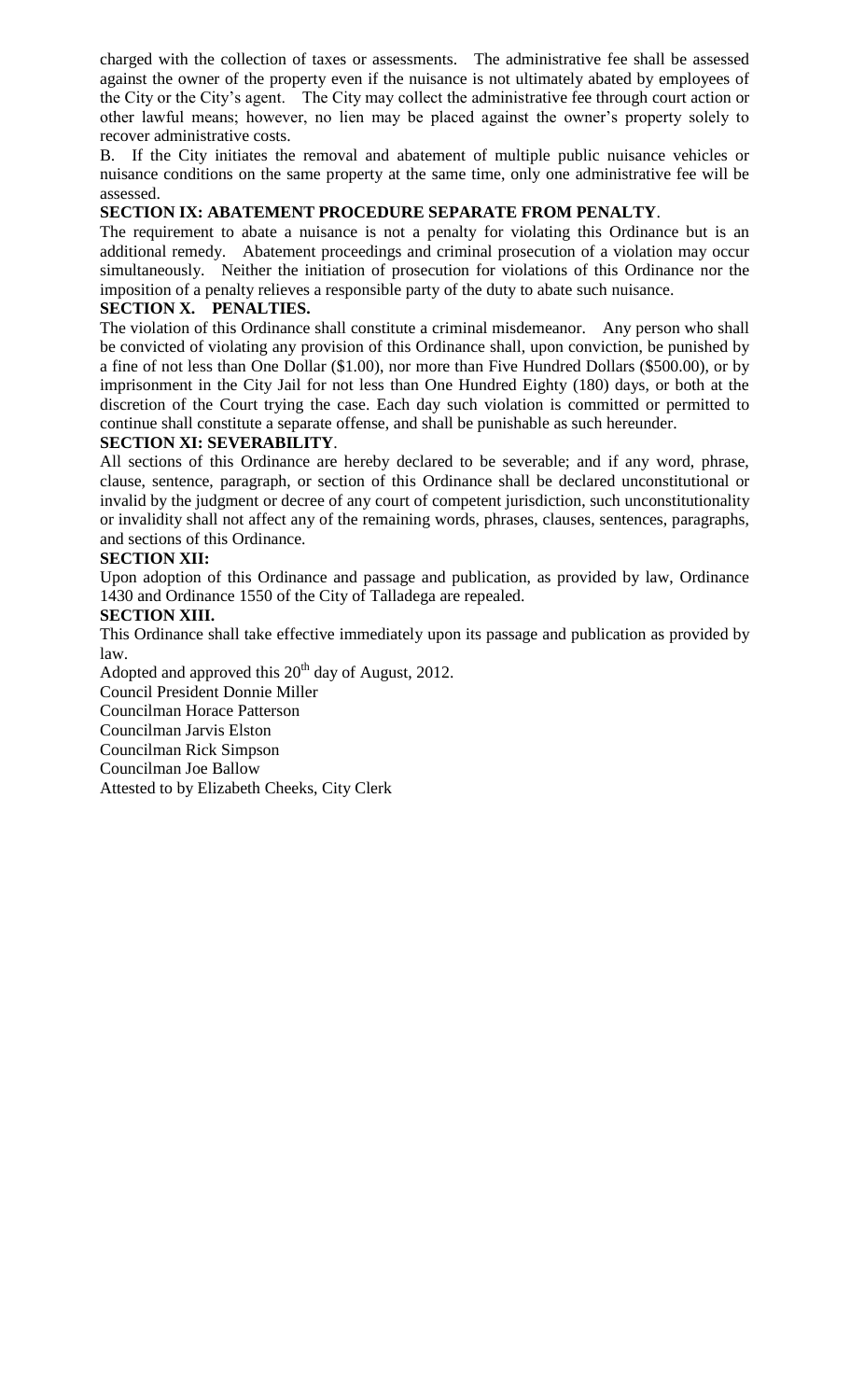charged with the collection of taxes or assessments. The administrative fee shall be assessed against the owner of the property even if the nuisance is not ultimately abated by employees of the City or the City's agent. The City may collect the administrative fee through court action or other lawful means; however, no lien may be placed against the owner's property solely to recover administrative costs.

B. If the City initiates the removal and abatement of multiple public nuisance vehicles or nuisance conditions on the same property at the same time, only one administrative fee will be assessed.

**SECTION IX: ABATEMENT PROCEDURE SEPARATE FROM PENALTY**.

The requirement to abate a nuisance is not a penalty for violating this Ordinance but is an additional remedy. Abatement proceedings and criminal prosecution of a violation may occur simultaneously. Neither the initiation of prosecution for violations of this Ordinance nor the imposition of a penalty relieves a responsible party of the duty to abate such nuisance.

**SECTION X. PENALTIES.**

The violation of this Ordinance shall constitute a criminal misdemeanor. Any person who shall be convicted of violating any provision of this Ordinance shall, upon conviction, be punished by a fine of not less than One Dollar ($1.00), nor more than Five Hundred Dollars ($500.00), or by imprisonment in the City Jail for not less than One Hundred Eighty (180) days, or both at the discretion of the Court trying the case. Each day such violation is committed or permitted to continue shall constitute a separate offense, and shall be punishable as such hereunder.

**SECTION XI: SEVERABILITY**.

All sections of this Ordinance are hereby declared to be severable; and if any word, phrase, clause, sentence, paragraph, or section of this Ordinance shall be declared unconstitutional or invalid by the judgment or decree of any court of competent jurisdiction, such unconstitutionality or invalidity shall not affect any of the remaining words, phrases, clauses, sentences, paragraphs, and sections of this Ordinance.

**SECTION XII:**

Upon adoption of this Ordinance and passage and publication, as provided by law, Ordinance 1430 and Ordinance 1550 of the City of Talladega are repealed.

**SECTION XIII.**

This Ordinance shall take effective immediately upon its passage and publication as provided by law.

Adopted and approved this 20th day of August, 2012.

Council President Donnie Miller

Councilman Horace Patterson

Councilman Jarvis Elston

Councilman Rick Simpson

Councilman Joe Ballow

Attested to by Elizabeth Cheeks, City Clerk